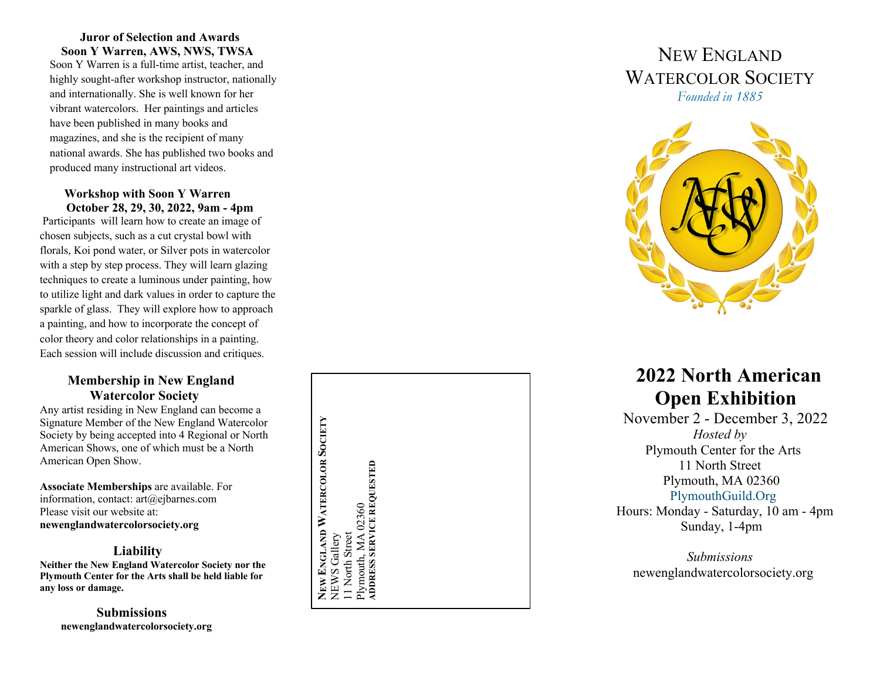### Juror of Selection and Awards

### Soon Y Warren, AWS, NWS, TWSA

Soon Y Warren is a full-time artist, teacher, and highly sought-after workshop instructor, nationally and internationally. She is well known for her vibrant watercolors. Her paintings and articles have been published in many books and magazines, and she is the recipient of many national awards. She has published two books and produced many instructional art videos.

### Workshop with Soon Y Warren

### October 28, 29, 30, 2022, 9am - 4pm

Participants will learn how to create an image of chosen subjects, such as a cut crystal bowl with florals, Koi pond water, or Silver pots in watercolor with a step by step process. They will learn glazing techniques to create a luminous under painting, how to utilize light and dark values in order to capture the sparkle of glass. They will explore how to approach a painting, and how to incorporate the concept of color theory and color relationships in a painting. Each session will include discussion and critiques.

## Membership in New England Watercolor Society

Any artist residing in New England can become a Signature Member of the New England Watercolor Society by being accepted into 4 Regional or North American Shows, one of which must be a North American Open Show.

**Associate Memberships** are available. For information, contact: art@ejbarnes.com
Please visit our website at:
**newenglandwatercolorsociety.org**

## Liability

**Neither the New England Watercolor Society nor the Plymouth Center for the Arts shall be held liable for any loss or damage.**

## Submissions

**newenglandwatercolorsociety.org**

**NEW ENGLAND WATERCOLOR SOCIETY**
NEWS Gallery
11 North Street
Plymouth, MA 02360
**ADDRESS SERVICE REQUESTED**

# NEW ENGLAND WATERCOLOR SOCIETY

*Founded in 1885*

# 2022 North American Open Exhibition

November 2 - December 3, 2022

*Hosted by*

Plymouth Center for the Arts
11 North Street
Plymouth, MA 02360
PlymouthGuild.Org
Hours: Monday - Saturday, 10 am - 4pm
Sunday, 1-4pm

*Submissions*

newenglandwatercolorsociety.org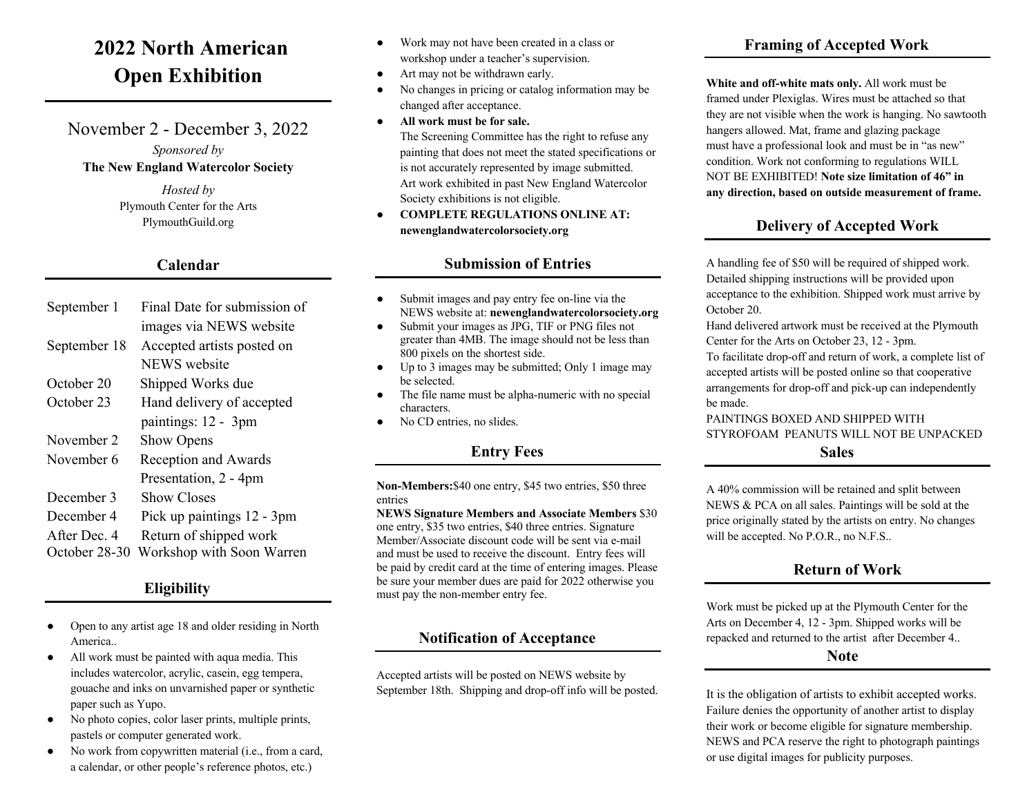# 2022 North American Open Exhibition

November 2 - December 3, 2022

*Sponsored by*

**The New England Watercolor Society**

*Hosted by*

Plymouth Center for the Arts

PlymouthGuild.org

## Calendar

| | |
|---|---|
| September 1 | Final Date for submission of images via NEWS website |
| September 18 | Accepted artists posted on NEWS website |
| October 20 | Shipped Works due |
| October 23 | Hand delivery of accepted paintings: 12 - 3pm |
| November 2 | Show Opens |
| November 6 | Reception and Awards Presentation, 2 - 4pm |
| December 3 | Show Closes |
| December 4 | Pick up paintings 12 - 3pm |
| After Dec. 4 | Return of shipped work |
| October 28-30 | Workshop with Soon Warren |

## Eligibility

- Open to any artist age 18 and older residing in North America..
- All work must be painted with aqua media. This includes watercolor, acrylic, casein, egg tempera, gouache and inks on unvarnished paper or synthetic paper such as Yupo.
- No photo copies, color laser prints, multiple prints, pastels or computer generated work.
- No work from copywritten material (i.e., from a card, a calendar, or other people's reference photos, etc.)
- Work may not have been created in a class or workshop under a teacher's supervision.
- Art may not be withdrawn early.
- No changes in pricing or catalog information may be changed after acceptance.
- **All work must be for sale.**
  The Screening Committee has the right to refuse any painting that does not meet the stated specifications or is not accurately represented by image submitted.
  Art work exhibited in past New England Watercolor Society exhibitions is not eligible.
- **COMPLETE REGULATIONS ONLINE AT: newenglandwatercolorsociety.org**

## Submission of Entries

- Submit images and pay entry fee on-line via the NEWS website at: **newenglandwatercolorsociety.org**
- Submit your images as JPG, TIF or PNG files not greater than 4MB. The image should not be less than 800 pixels on the shortest side.
- Up to 3 images may be submitted; Only 1 image may be selected.
- The file name must be alpha-numeric with no special characters.
- No CD entries, no slides.

## Entry Fees

**Non-Members:**$40 one entry, $45 two entries, $50 three entries

**NEWS Signature Members and Associate Members** $30 one entry, $35 two entries, $40 three entries. Signature Member/Associate discount code will be sent via e-mail and must be used to receive the discount. Entry fees will be paid by credit card at the time of entering images. Please be sure your member dues are paid for 2022 otherwise you must pay the non-member entry fee.

## Notification of Acceptance

Accepted artists will be posted on NEWS website by September 18th. Shipping and drop-off info will be posted.

## Framing of Accepted Work

**White and off-white mats only.** All work must be framed under Plexiglas. Wires must be attached so that they are not visible when the work is hanging. No sawtooth hangers allowed. Mat, frame and glazing package must have a professional look and must be in "as new" condition. Work not conforming to regulations WILL NOT BE EXHIBITED! **Note size limitation of 46" in any direction, based on outside measurement of frame.**

## Delivery of Accepted Work

A handling fee of $50 will be required of shipped work. Detailed shipping instructions will be provided upon acceptance to the exhibition. Shipped work must arrive by October 20.

Hand delivered artwork must be received at the Plymouth Center for the Arts on October 23, 12 - 3pm.

To facilitate drop-off and return of work, a complete list of accepted artists will be posted online so that cooperative arrangements for drop-off and pick-up can independently be made.

PAINTINGS BOXED AND SHIPPED WITH STYROFOAM PEANUTS WILL NOT BE UNPACKED

## Sales

A 40% commission will be retained and split between NEWS & PCA on all sales. Paintings will be sold at the price originally stated by the artists on entry. No changes will be accepted. No P.O.R., no N.F.S..

## Return of Work

Work must be picked up at the Plymouth Center for the Arts on December 4, 12 - 3pm. Shipped works will be repacked and returned to the artist after December 4..

## Note

It is the obligation of artists to exhibit accepted works. Failure denies the opportunity of another artist to display their work or become eligible for signature membership. NEWS and PCA reserve the right to photograph paintings or use digital images for publicity purposes.